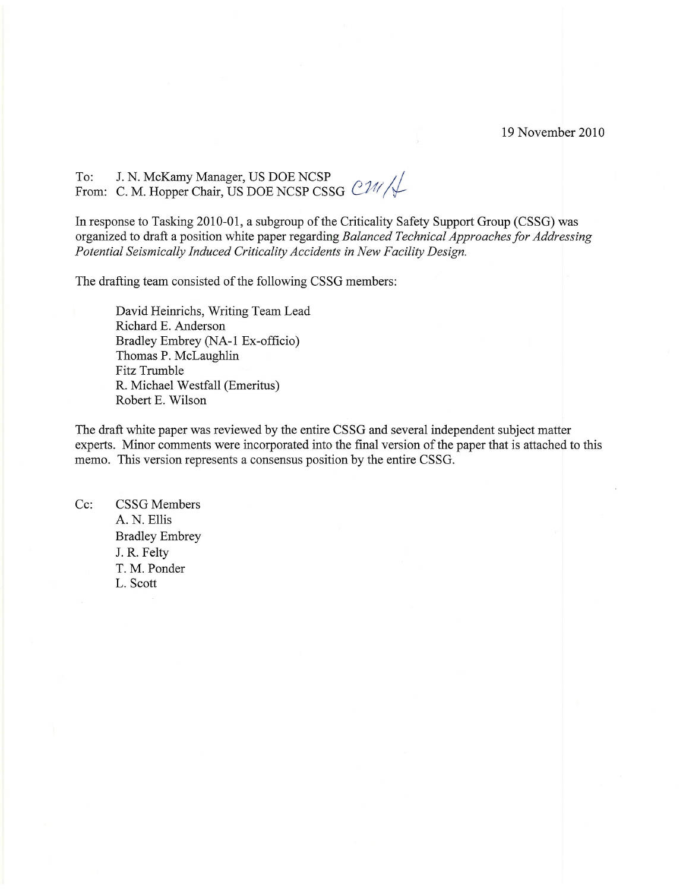19 November 2010

To: J. N. McKamy Manager, US DOE NCSP
From: C. M. Hopper Chair, US DOE NCSP CSSG *CMH*

In response to Tasking 2010-01, a subgroup of the Criticality Safety Support Group (CSSG) was organized to draft a position white paper regarding *Balanced Technical Approaches for Addressing Potential Seismically Induced Criticality Accidents in New Facility Design.*

The drafting team consisted of the following CSSG members:

David Heinrichs, Writing Team Lead
Richard E. Anderson
Bradley Embrey (NA-1 Ex-officio)
Thomas P. McLaughlin
Fitz Trumble
R. Michael Westfall (Emeritus)
Robert E. Wilson

The draft white paper was reviewed by the entire CSSG and several independent subject matter experts. Minor comments were incorporated into the final version of the paper that is attached to this memo. This version represents a consensus position by the entire CSSG.

Cc: CSSG Members
A. N. Ellis
Bradley Embrey
J. R. Felty
T. M. Ponder
L. Scott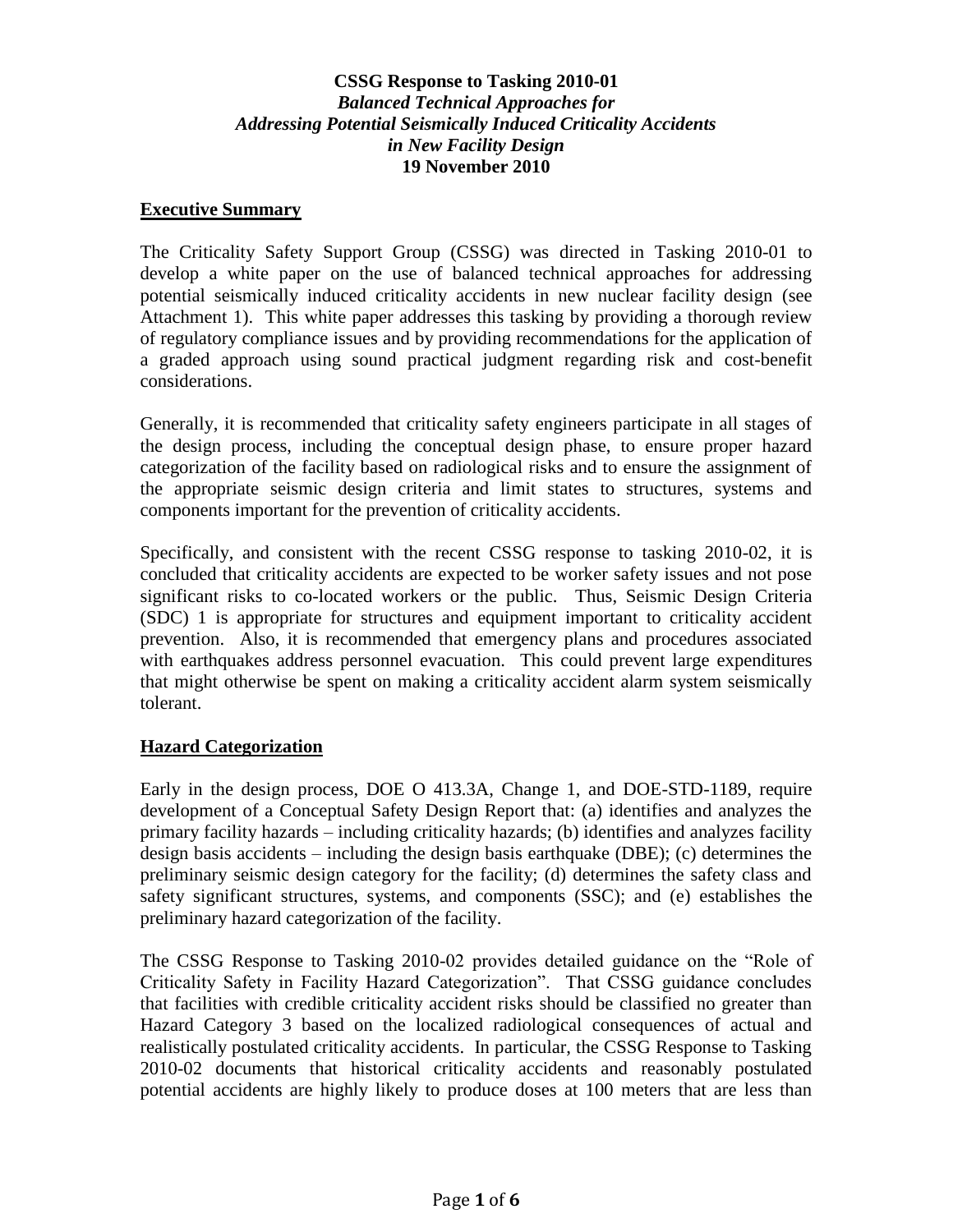**CSSG Response to Tasking 2010-01**
***Balanced Technical Approaches for Addressing Potential Seismically Induced Criticality Accidents in New Facility Design***
**19 November 2010**

## Executive Summary

The Criticality Safety Support Group (CSSG) was directed in Tasking 2010-01 to develop a white paper on the use of balanced technical approaches for addressing potential seismically induced criticality accidents in new nuclear facility design (see Attachment 1). This white paper addresses this tasking by providing a thorough review of regulatory compliance issues and by providing recommendations for the application of a graded approach using sound practical judgment regarding risk and cost-benefit considerations.

Generally, it is recommended that criticality safety engineers participate in all stages of the design process, including the conceptual design phase, to ensure proper hazard categorization of the facility based on radiological risks and to ensure the assignment of the appropriate seismic design criteria and limit states to structures, systems and components important for the prevention of criticality accidents.

Specifically, and consistent with the recent CSSG response to tasking 2010-02, it is concluded that criticality accidents are expected to be worker safety issues and not pose significant risks to co-located workers or the public. Thus, Seismic Design Criteria (SDC) 1 is appropriate for structures and equipment important to criticality accident prevention. Also, it is recommended that emergency plans and procedures associated with earthquakes address personnel evacuation. This could prevent large expenditures that might otherwise be spent on making a criticality accident alarm system seismically tolerant.

## Hazard Categorization

Early in the design process, DOE O 413.3A, Change 1, and DOE-STD-1189, require development of a Conceptual Safety Design Report that: (a) identifies and analyzes the primary facility hazards – including criticality hazards; (b) identifies and analyzes facility design basis accidents – including the design basis earthquake (DBE); (c) determines the preliminary seismic design category for the facility; (d) determines the safety class and safety significant structures, systems, and components (SSC); and (e) establishes the preliminary hazard categorization of the facility.

The CSSG Response to Tasking 2010-02 provides detailed guidance on the "Role of Criticality Safety in Facility Hazard Categorization". That CSSG guidance concludes that facilities with credible criticality accident risks should be classified no greater than Hazard Category 3 based on the localized radiological consequences of actual and realistically postulated criticality accidents. In particular, the CSSG Response to Tasking 2010-02 documents that historical criticality accidents and reasonably postulated potential accidents are highly likely to produce doses at 100 meters that are less than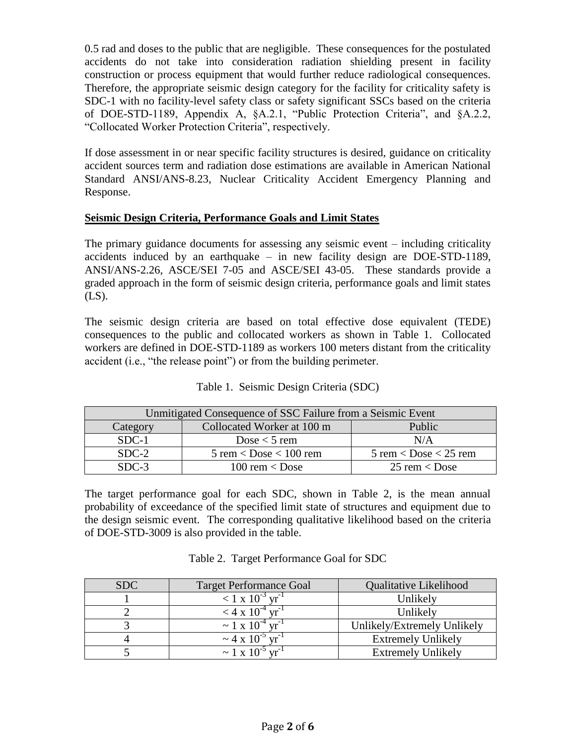0.5 rad and doses to the public that are negligible. These consequences for the postulated accidents do not take into consideration radiation shielding present in facility construction or process equipment that would further reduce radiological consequences. Therefore, the appropriate seismic design category for the facility for criticality safety is SDC-1 with no facility-level safety class or safety significant SSCs based on the criteria of DOE-STD-1189, Appendix A, §A.2.1, "Public Protection Criteria", and §A.2.2, "Collocated Worker Protection Criteria", respectively.

If dose assessment in or near specific facility structures is desired, guidance on criticality accident sources term and radiation dose estimations are available in American National Standard ANSI/ANS-8.23, Nuclear Criticality Accident Emergency Planning and Response.

## Seismic Design Criteria, Performance Goals and Limit States

The primary guidance documents for assessing any seismic event – including criticality accidents induced by an earthquake – in new facility design are DOE-STD-1189, ANSI/ANS-2.26, ASCE/SEI 7-05 and ASCE/SEI 43-05. These standards provide a graded approach in the form of seismic design criteria, performance goals and limit states (LS).

The seismic design criteria are based on total effective dose equivalent (TEDE) consequences to the public and collocated workers as shown in Table 1. Collocated workers are defined in DOE-STD-1189 as workers 100 meters distant from the criticality accident (i.e., "the release point") or from the building perimeter.

Table 1. Seismic Design Criteria (SDC)

| Unmitigated Consequence of SSC Failure from a Seismic Event | | |
|---|---|---|
| Category | Collocated Worker at 100 m | Public |
| SDC-1 | Dose < 5 rem | N/A |
| SDC-2 | 5 rem < Dose < 100 rem | 5 rem < Dose < 25 rem |
| SDC-3 | 100 rem < Dose | 25 rem < Dose |

The target performance goal for each SDC, shown in Table 2, is the mean annual probability of exceedance of the specified limit state of structures and equipment due to the design seismic event. The corresponding qualitative likelihood based on the criteria of DOE-STD-3009 is also provided in the table.

Table 2. Target Performance Goal for SDC

| SDC | Target Performance Goal | Qualitative Likelihood |
|---|---|---|
| 1 | $< 1 \times 10^{-3}\ yr^{-1}$ | Unlikely |
| 2 | $< 4 \times 10^{-4}\ yr^{-1}$ | Unlikely |
| 3 | $\sim 1 \times 10^{-4}\ yr^{-1}$ | Unlikely/Extremely Unlikely |
| 4 | $\sim 4 \times 10^{-5}\ yr^{-1}$ | Extremely Unlikely |
| 5 | $\sim 1 \times 10^{-5}\ yr^{-1}$ | Extremely Unlikely |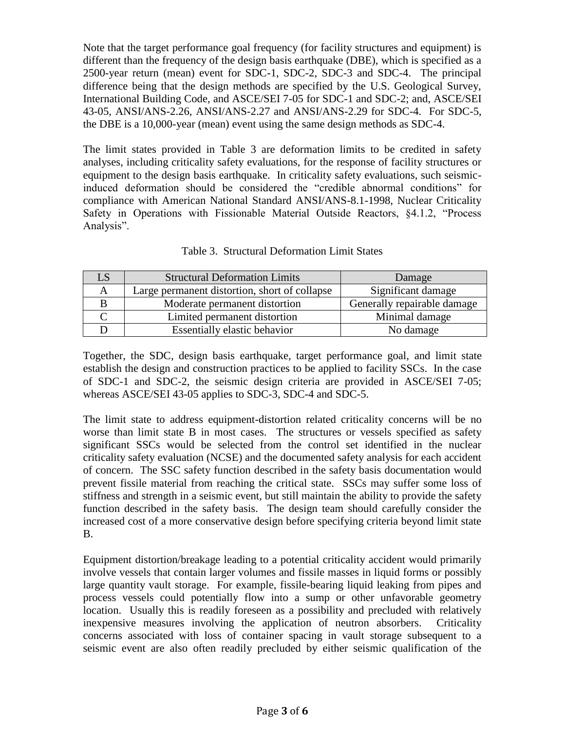Note that the target performance goal frequency (for facility structures and equipment) is different than the frequency of the design basis earthquake (DBE), which is specified as a 2500-year return (mean) event for SDC-1, SDC-2, SDC-3 and SDC-4. The principal difference being that the design methods are specified by the U.S. Geological Survey, International Building Code, and ASCE/SEI 7-05 for SDC-1 and SDC-2; and, ASCE/SEI 43-05, ANSI/ANS-2.26, ANSI/ANS-2.27 and ANSI/ANS-2.29 for SDC-4. For SDC-5, the DBE is a 10,000-year (mean) event using the same design methods as SDC-4.

The limit states provided in Table 3 are deformation limits to be credited in safety analyses, including criticality safety evaluations, for the response of facility structures or equipment to the design basis earthquake. In criticality safety evaluations, such seismic-induced deformation should be considered the "credible abnormal conditions" for compliance with American National Standard ANSI/ANS-8.1-1998, Nuclear Criticality Safety in Operations with Fissionable Material Outside Reactors, §4.1.2, "Process Analysis".

Table 3. Structural Deformation Limit States

| LS | Structural Deformation Limits | Damage |
|---|---|---|
| A | Large permanent distortion, short of collapse | Significant damage |
| B | Moderate permanent distortion | Generally repairable damage |
| C | Limited permanent distortion | Minimal damage |
| D | Essentially elastic behavior | No damage |

Together, the SDC, design basis earthquake, target performance goal, and limit state establish the design and construction practices to be applied to facility SSCs. In the case of SDC-1 and SDC-2, the seismic design criteria are provided in ASCE/SEI 7-05; whereas ASCE/SEI 43-05 applies to SDC-3, SDC-4 and SDC-5.

The limit state to address equipment-distortion related criticality concerns will be no worse than limit state B in most cases. The structures or vessels specified as safety significant SSCs would be selected from the control set identified in the nuclear criticality safety evaluation (NCSE) and the documented safety analysis for each accident of concern. The SSC safety function described in the safety basis documentation would prevent fissile material from reaching the critical state. SSCs may suffer some loss of stiffness and strength in a seismic event, but still maintain the ability to provide the safety function described in the safety basis. The design team should carefully consider the increased cost of a more conservative design before specifying criteria beyond limit state B.

Equipment distortion/breakage leading to a potential criticality accident would primarily involve vessels that contain larger volumes and fissile masses in liquid forms or possibly large quantity vault storage. For example, fissile-bearing liquid leaking from pipes and process vessels could potentially flow into a sump or other unfavorable geometry location. Usually this is readily foreseen as a possibility and precluded with relatively inexpensive measures involving the application of neutron absorbers. Criticality concerns associated with loss of container spacing in vault storage subsequent to a seismic event are also often readily precluded by either seismic qualification of the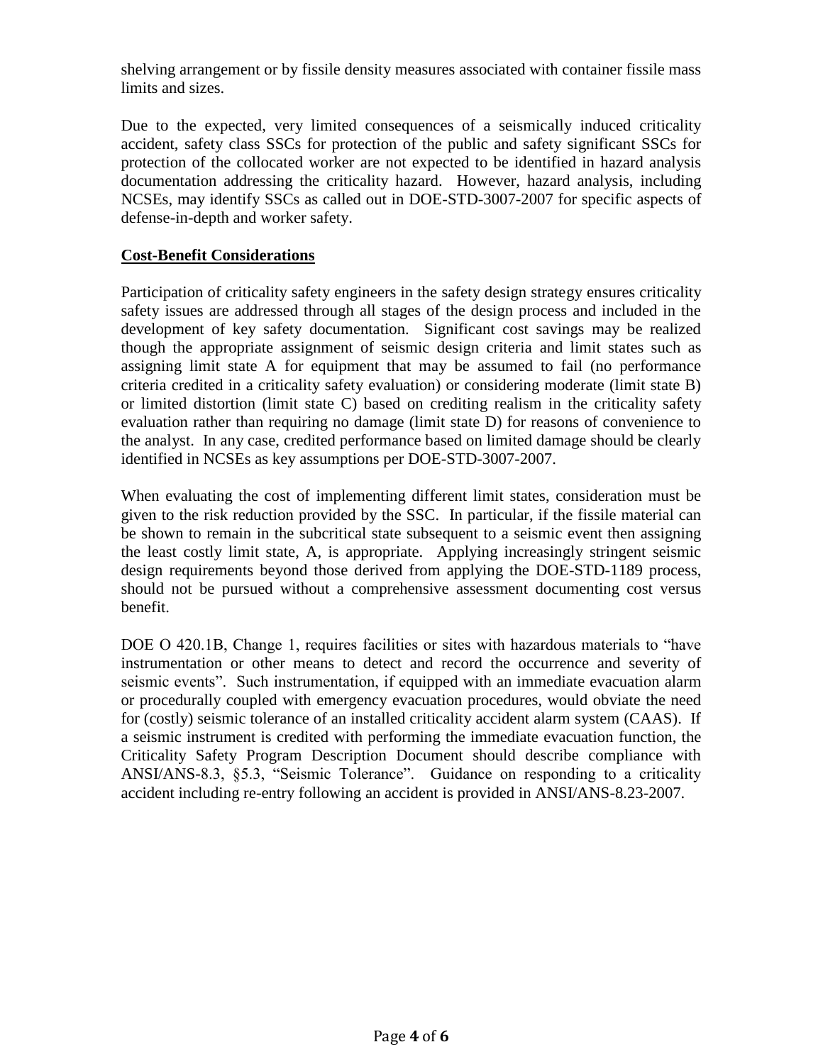shelving arrangement or by fissile density measures associated with container fissile mass limits and sizes.

Due to the expected, very limited consequences of a seismically induced criticality accident, safety class SSCs for protection of the public and safety significant SSCs for protection of the collocated worker are not expected to be identified in hazard analysis documentation addressing the criticality hazard. However, hazard analysis, including NCSEs, may identify SSCs as called out in DOE-STD-3007-2007 for specific aspects of defense-in-depth and worker safety.

## Cost-Benefit Considerations

Participation of criticality safety engineers in the safety design strategy ensures criticality safety issues are addressed through all stages of the design process and included in the development of key safety documentation. Significant cost savings may be realized though the appropriate assignment of seismic design criteria and limit states such as assigning limit state A for equipment that may be assumed to fail (no performance criteria credited in a criticality safety evaluation) or considering moderate (limit state B) or limited distortion (limit state C) based on crediting realism in the criticality safety evaluation rather than requiring no damage (limit state D) for reasons of convenience to the analyst. In any case, credited performance based on limited damage should be clearly identified in NCSEs as key assumptions per DOE-STD-3007-2007.

When evaluating the cost of implementing different limit states, consideration must be given to the risk reduction provided by the SSC. In particular, if the fissile material can be shown to remain in the subcritical state subsequent to a seismic event then assigning the least costly limit state, A, is appropriate. Applying increasingly stringent seismic design requirements beyond those derived from applying the DOE-STD-1189 process, should not be pursued without a comprehensive assessment documenting cost versus benefit.

DOE O 420.1B, Change 1, requires facilities or sites with hazardous materials to "have instrumentation or other means to detect and record the occurrence and severity of seismic events". Such instrumentation, if equipped with an immediate evacuation alarm or procedurally coupled with emergency evacuation procedures, would obviate the need for (costly) seismic tolerance of an installed criticality accident alarm system (CAAS). If a seismic instrument is credited with performing the immediate evacuation function, the Criticality Safety Program Description Document should describe compliance with ANSI/ANS-8.3, §5.3, "Seismic Tolerance". Guidance on responding to a criticality accident including re-entry following an accident is provided in ANSI/ANS-8.23-2007.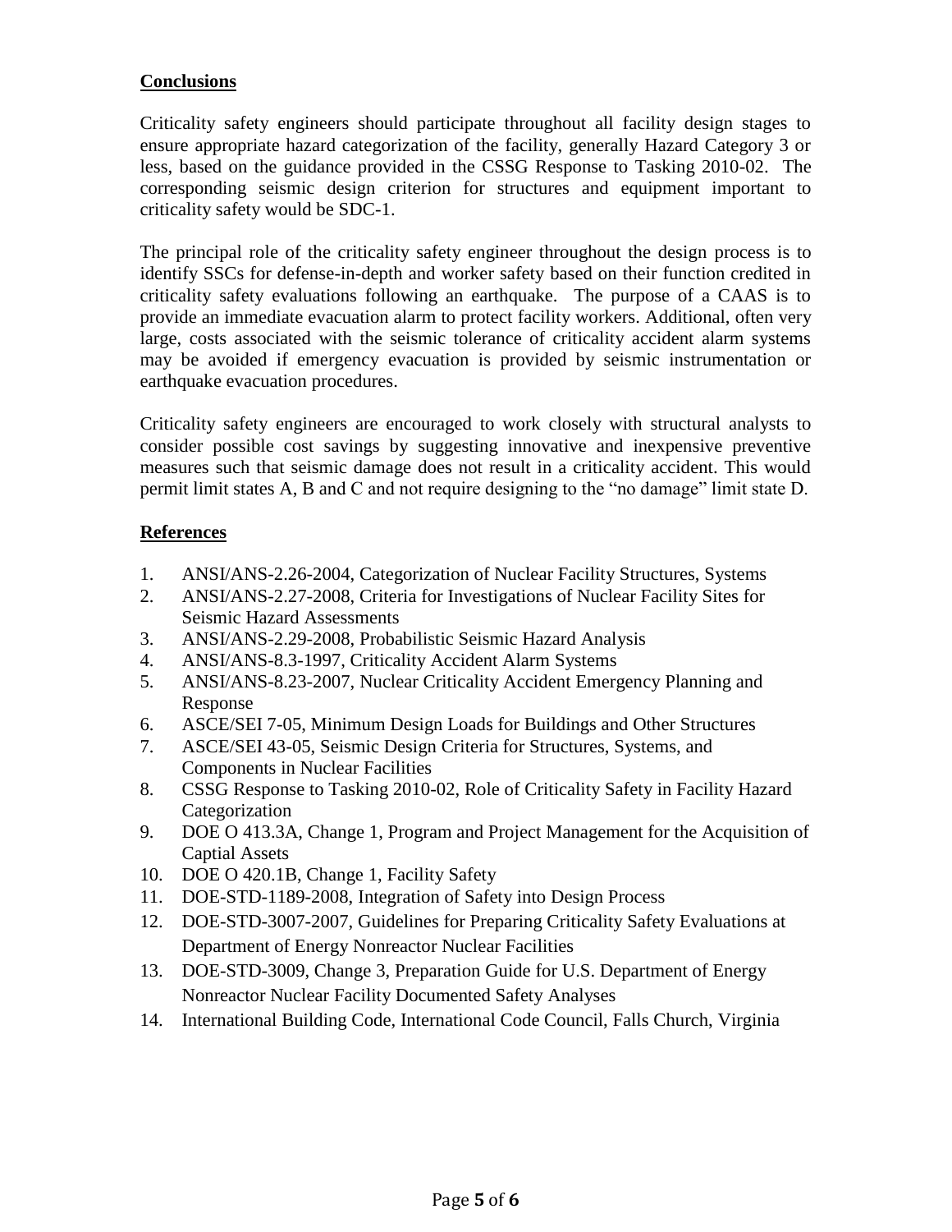## Conclusions

Criticality safety engineers should participate throughout all facility design stages to ensure appropriate hazard categorization of the facility, generally Hazard Category 3 or less, based on the guidance provided in the CSSG Response to Tasking 2010-02. The corresponding seismic design criterion for structures and equipment important to criticality safety would be SDC-1.

The principal role of the criticality safety engineer throughout the design process is to identify SSCs for defense-in-depth and worker safety based on their function credited in criticality safety evaluations following an earthquake. The purpose of a CAAS is to provide an immediate evacuation alarm to protect facility workers. Additional, often very large, costs associated with the seismic tolerance of criticality accident alarm systems may be avoided if emergency evacuation is provided by seismic instrumentation or earthquake evacuation procedures.

Criticality safety engineers are encouraged to work closely with structural analysts to consider possible cost savings by suggesting innovative and inexpensive preventive measures such that seismic damage does not result in a criticality accident. This would permit limit states A, B and C and not require designing to the "no damage" limit state D.

## References

1. ANSI/ANS-2.26-2004, Categorization of Nuclear Facility Structures, Systems
2. ANSI/ANS-2.27-2008, Criteria for Investigations of Nuclear Facility Sites for Seismic Hazard Assessments
3. ANSI/ANS-2.29-2008, Probabilistic Seismic Hazard Analysis
4. ANSI/ANS-8.3-1997, Criticality Accident Alarm Systems
5. ANSI/ANS-8.23-2007, Nuclear Criticality Accident Emergency Planning and Response
6. ASCE/SEI 7-05, Minimum Design Loads for Buildings and Other Structures
7. ASCE/SEI 43-05, Seismic Design Criteria for Structures, Systems, and Components in Nuclear Facilities
8. CSSG Response to Tasking 2010-02, Role of Criticality Safety in Facility Hazard Categorization
9. DOE O 413.3A, Change 1, Program and Project Management for the Acquisition of Captial Assets
10. DOE O 420.1B, Change 1, Facility Safety
11. DOE-STD-1189-2008, Integration of Safety into Design Process
12. DOE-STD-3007-2007, Guidelines for Preparing Criticality Safety Evaluations at Department of Energy Nonreactor Nuclear Facilities
13. DOE-STD-3009, Change 3, Preparation Guide for U.S. Department of Energy Nonreactor Nuclear Facility Documented Safety Analyses
14. International Building Code, International Code Council, Falls Church, Virginia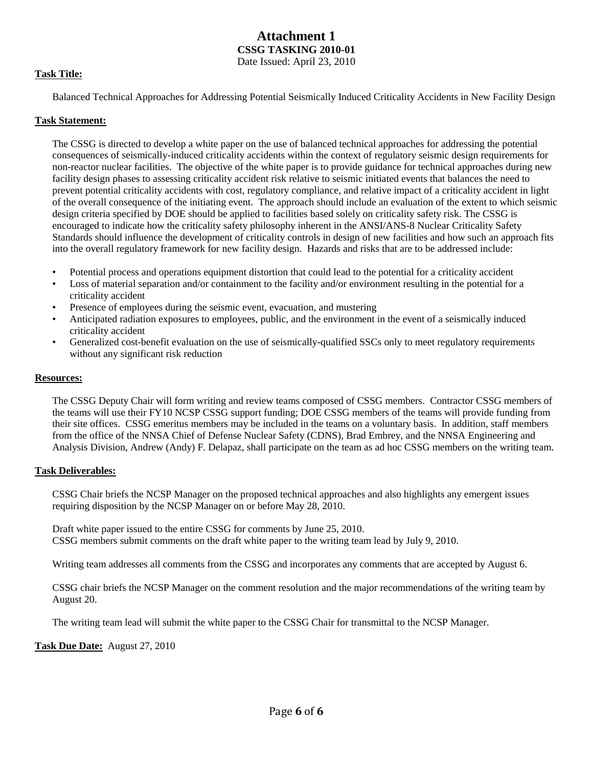# Attachment 1

## CSSG TASKING 2010-01

Date Issued: April 23, 2010

**Task Title:**

Balanced Technical Approaches for Addressing Potential Seismically Induced Criticality Accidents in New Facility Design

**Task Statement:**

The CSSG is directed to develop a white paper on the use of balanced technical approaches for addressing the potential consequences of seismically-induced criticality accidents within the context of regulatory seismic design requirements for non-reactor nuclear facilities. The objective of the white paper is to provide guidance for technical approaches during new facility design phases to assessing criticality accident risk relative to seismic initiated events that balances the need to prevent potential criticality accidents with cost, regulatory compliance, and relative impact of a criticality accident in light of the overall consequence of the initiating event. The approach should include an evaluation of the extent to which seismic design criteria specified by DOE should be applied to facilities based solely on criticality safety risk. The CSSG is encouraged to indicate how the criticality safety philosophy inherent in the ANSI/ANS-8 Nuclear Criticality Safety Standards should influence the development of criticality controls in design of new facilities and how such an approach fits into the overall regulatory framework for new facility design. Hazards and risks that are to be addressed include:

- Potential process and operations equipment distortion that could lead to the potential for a criticality accident
- Loss of material separation and/or containment to the facility and/or environment resulting in the potential for a criticality accident
- Presence of employees during the seismic event, evacuation, and mustering
- Anticipated radiation exposures to employees, public, and the environment in the event of a seismically induced criticality accident
- Generalized cost-benefit evaluation on the use of seismically-qualified SSCs only to meet regulatory requirements without any significant risk reduction

**Resources:**

The CSSG Deputy Chair will form writing and review teams composed of CSSG members. Contractor CSSG members of the teams will use their FY10 NCSP CSSG support funding; DOE CSSG members of the teams will provide funding from their site offices. CSSG emeritus members may be included in the teams on a voluntary basis. In addition, staff members from the office of the NNSA Chief of Defense Nuclear Safety (CDNS), Brad Embrey, and the NNSA Engineering and Analysis Division, Andrew (Andy) F. Delapaz, shall participate on the team as ad hoc CSSG members on the writing team.

**Task Deliverables:**

CSSG Chair briefs the NCSP Manager on the proposed technical approaches and also highlights any emergent issues requiring disposition by the NCSP Manager on or before May 28, 2010.

Draft white paper issued to the entire CSSG for comments by June 25, 2010.
CSSG members submit comments on the draft white paper to the writing team lead by July 9, 2010.

Writing team addresses all comments from the CSSG and incorporates any comments that are accepted by August 6.

CSSG chair briefs the NCSP Manager on the comment resolution and the major recommendations of the writing team by August 20.

The writing team lead will submit the white paper to the CSSG Chair for transmittal to the NCSP Manager.

**Task Due Date:** August 27, 2010